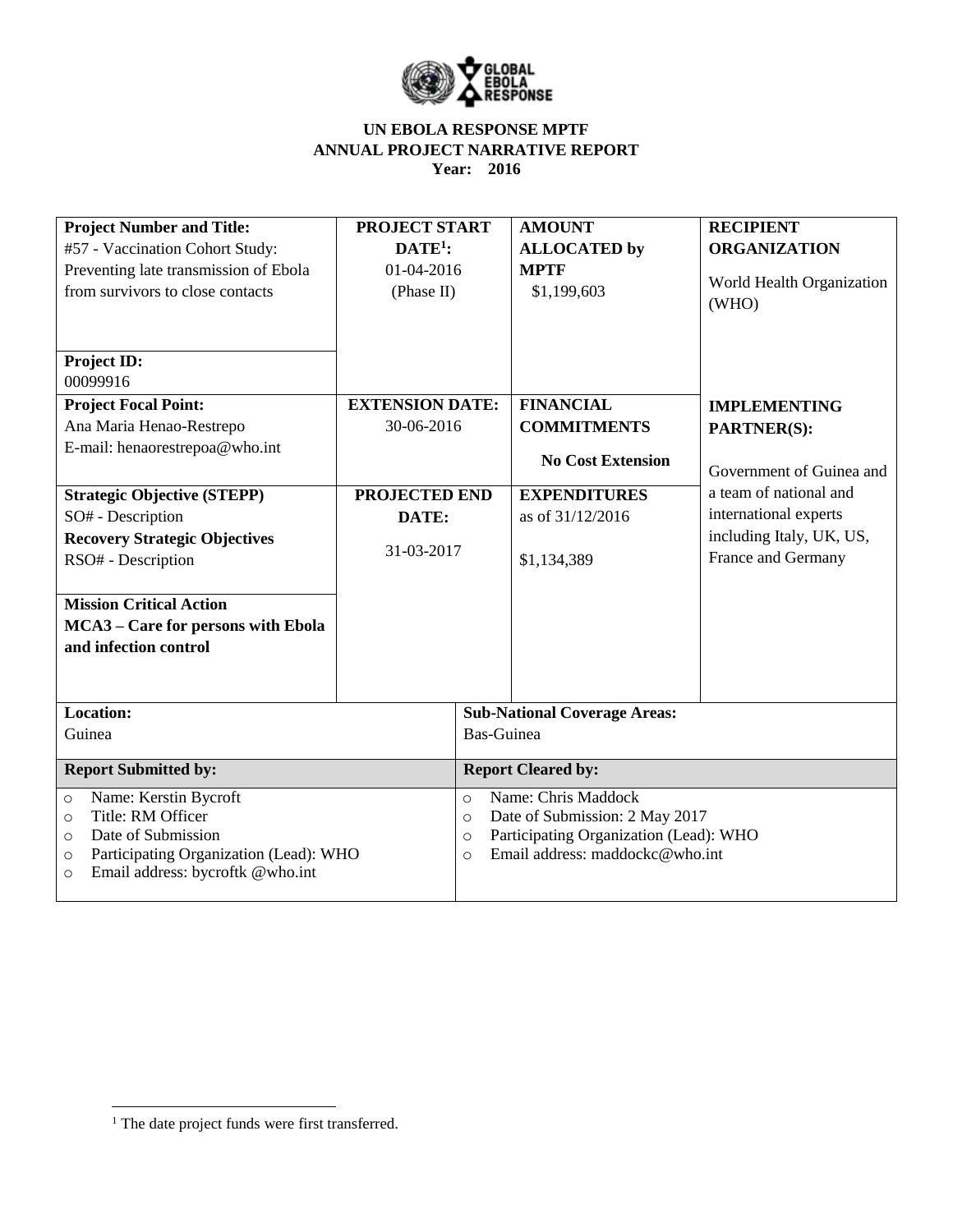# UN EBOLA RESPONSE MPTF
## ANNUAL PROJECT NARRATIVE REPORT
### Year: 2016

| **Project Number and Title:** #57 - Vaccination Cohort Study: Preventing late transmission of Ebola from survivors to close contacts<br><br>**Project ID:** 00099916 | **PROJECT START DATE[1]:** 01-04-2016 (Phase II) | **AMOUNT ALLOCATED by MPTF** $1,199,603 | **RECIPIENT ORGANIZATION** World Health Organization (WHO) |
|---|---|---|---|
| **Project Focal Point:** Ana Maria Henao-Restrepo E-mail: henaorestrepoa@who.int | **EXTENSION DATE:** 30-06-2016 | **FINANCIAL COMMITMENTS**<br><br>**No Cost Extension** | **IMPLEMENTING PARTNER(S):**<br><br>Government of Guinea and a team of national and international experts including Italy, UK, US, France and Germany |
| **Strategic Objective (STEPP)** SO# - Description<br>**Recovery Strategic Objectives** RSO# - Description<br><br>**Mission Critical Action**<br>**MCA3 – Care for persons with Ebola and infection control** | **PROJECTED END DATE:** 31-03-2017 | **EXPENDITURES** as of 31/12/2016<br><br>$1,134,389 | |

| **Location:** | **Sub-National Coverage Areas:** |
|---|---|
| Guinea | Bas-Guinea |

| **Report Submitted by:** | **Report Cleared by:** |
|---|---|
| ○ Name: Kerstin Bycroft<br>○ Title: RM Officer<br>○ Date of Submission<br>○ Participating Organization (Lead): WHO<br>○ Email address: bycroftk @who.int | ○ Name: Chris Maddock<br>○ Date of Submission: 2 May 2017<br>○ Participating Organization (Lead): WHO<br>○ Email address: maddockc@who.int |

[1] The date project funds were first transferred.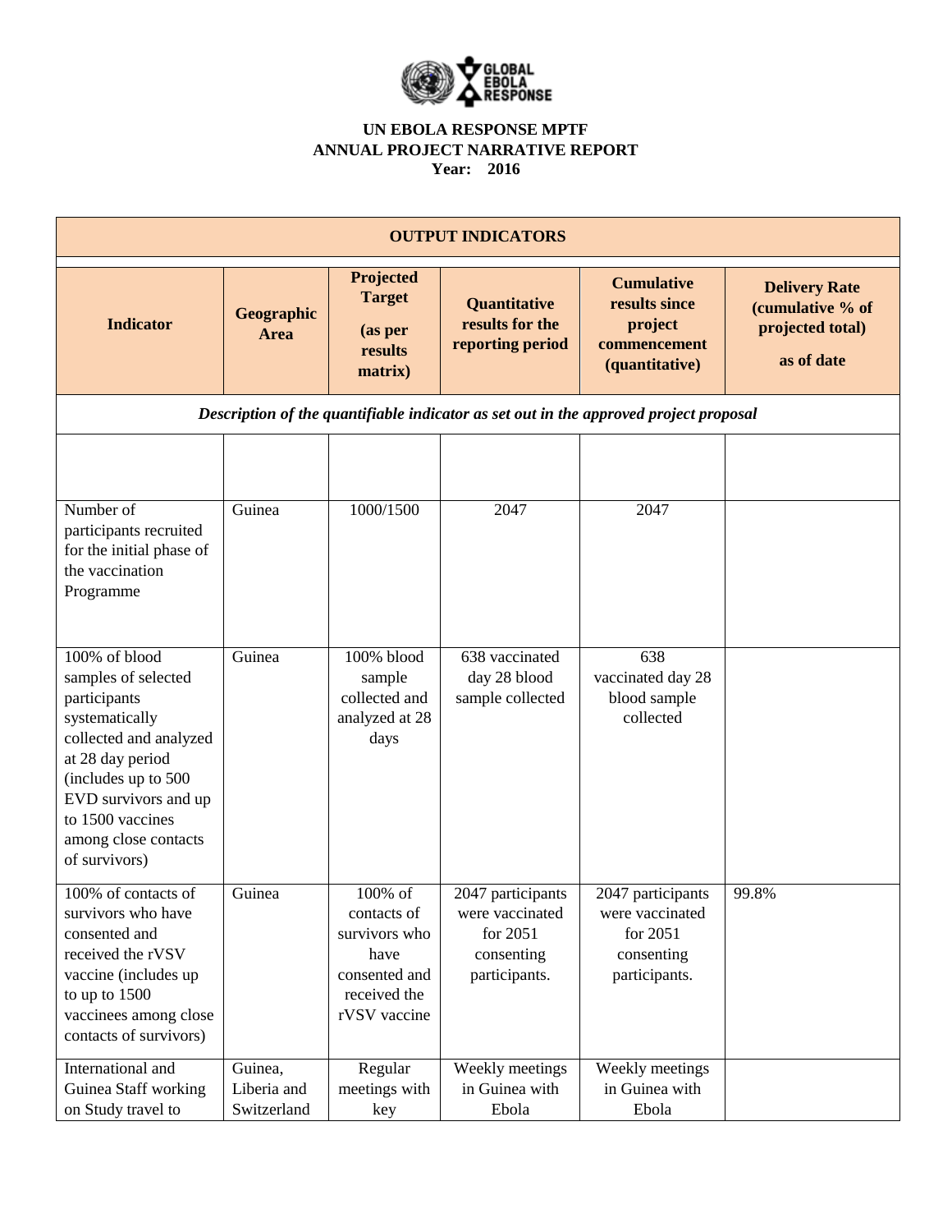**UN EBOLA RESPONSE MPTF**
**ANNUAL PROJECT NARRATIVE REPORT**
**Year: 2016**

| **OUTPUT INDICATORS** | | | | | |
|---|---|---|---|---|---|
| **Indicator** | **Geographic Area** | **Projected Target (as per results matrix)** | **Quantitative results for the reporting period** | **Cumulative results since project commencement (quantitative)** | **Delivery Rate (cumulative % of projected total) as of date** |
| ***Description of the quantifiable indicator as set out in the approved project proposal*** | | | | | |
| | | | | | |
| Number of participants recruited for the initial phase of the vaccination Programme | Guinea | 1000/1500 | 2047 | 2047 | |
| 100% of blood samples of selected participants systematically collected and analyzed at 28 day period (includes up to 500 EVD survivors and up to 1500 vaccines among close contacts of survivors) | Guinea | 100% blood sample collected and analyzed at 28 days | 638 vaccinated day 28 blood sample collected | 638 vaccinated day 28 blood sample collected | |
| 100% of contacts of survivors who have consented and received the rVSV vaccine (includes up to up to 1500 vaccinees among close contacts of survivors) | Guinea | 100% of contacts of survivors who have consented and received the rVSV vaccine | 2047 participants were vaccinated for 2051 consenting participants. | 2047 participants were vaccinated for 2051 consenting participants. | 99.8% |
| International and Guinea Staff working on Study travel to | Guinea, Liberia and Switzerland | Regular meetings with key | Weekly meetings in Guinea with Ebola | Weekly meetings in Guinea with Ebola | |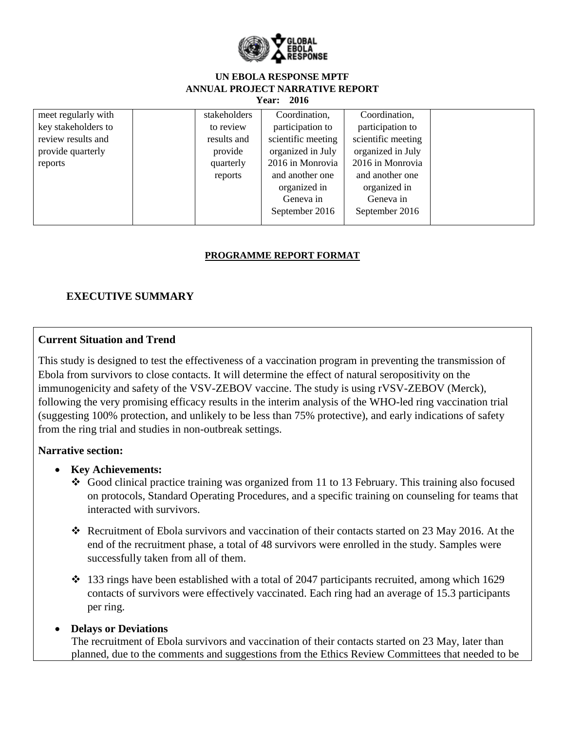| meet regularly with key stakeholders to review results and provide quarterly reports | | stakeholders to review results and provide quarterly reports | Coordination, participation to scientific meeting organized in July 2016 in Monrovia and another one organized in Geneva in September 2016 | Coordination, participation to scientific meeting organized in July 2016 in Monrovia and another one organized in Geneva in September 2016 | |
|---|---|---|---|---|---|

**PROGRAMME REPORT FORMAT**

## EXECUTIVE SUMMARY

### Current Situation and Trend

This study is designed to test the effectiveness of a vaccination program in preventing the transmission of Ebola from survivors to close contacts. It will determine the effect of natural seropositivity on the immunogenicity and safety of the VSV-ZEBOV vaccine. The study is using rVSV-ZEBOV (Merck), following the very promising efficacy results in the interim analysis of the WHO-led ring vaccination trial (suggesting 100% protection, and unlikely to be less than 75% protective), and early indications of safety from the ring trial and studies in non-outbreak settings.

**Narrative section:**

- **Key Achievements:**
  - Good clinical practice training was organized from 11 to 13 February. This training also focused on protocols, Standard Operating Procedures, and a specific training on counseling for teams that interacted with survivors.
  - Recruitment of Ebola survivors and vaccination of their contacts started on 23 May 2016. At the end of the recruitment phase, a total of 48 survivors were enrolled in the study. Samples were successfully taken from all of them.
  - 133 rings have been established with a total of 2047 participants recruited, among which 1629 contacts of survivors were effectively vaccinated. Each ring had an average of 15.3 participants per ring.
- **Delays or Deviations**
  The recruitment of Ebola survivors and vaccination of their contacts started on 23 May, later than planned, due to the comments and suggestions from the Ethics Review Committees that needed to be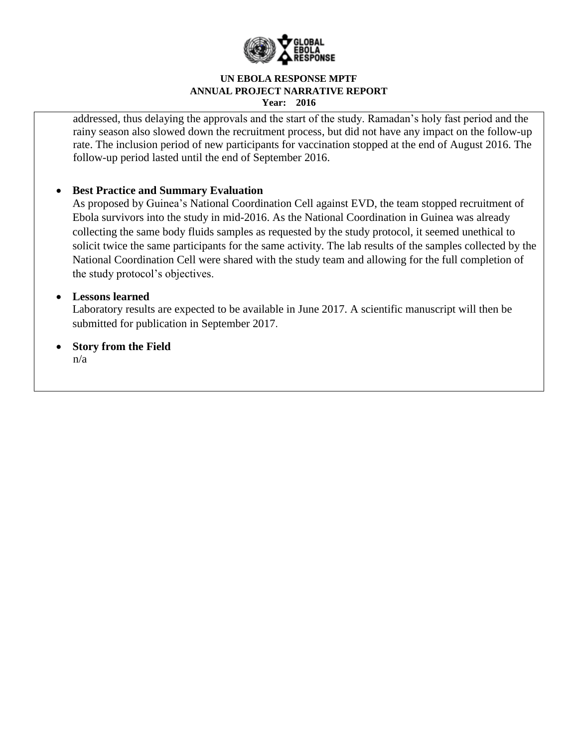addressed, thus delaying the approvals and the start of the study. Ramadan's holy fast period and the rainy season also slowed down the recruitment process, but did not have any impact on the follow-up rate. The inclusion period of new participants for vaccination stopped at the end of August 2016. The follow-up period lasted until the end of September 2016.

- **Best Practice and Summary Evaluation**
  As proposed by Guinea's National Coordination Cell against EVD, the team stopped recruitment of Ebola survivors into the study in mid-2016. As the National Coordination in Guinea was already collecting the same body fluids samples as requested by the study protocol, it seemed unethical to solicit twice the same participants for the same activity. The lab results of the samples collected by the National Coordination Cell were shared with the study team and allowing for the full completion of the study protocol's objectives.

- **Lessons learned**
  Laboratory results are expected to be available in June 2017. A scientific manuscript will then be submitted for publication in September 2017.

- **Story from the Field**
  n/a